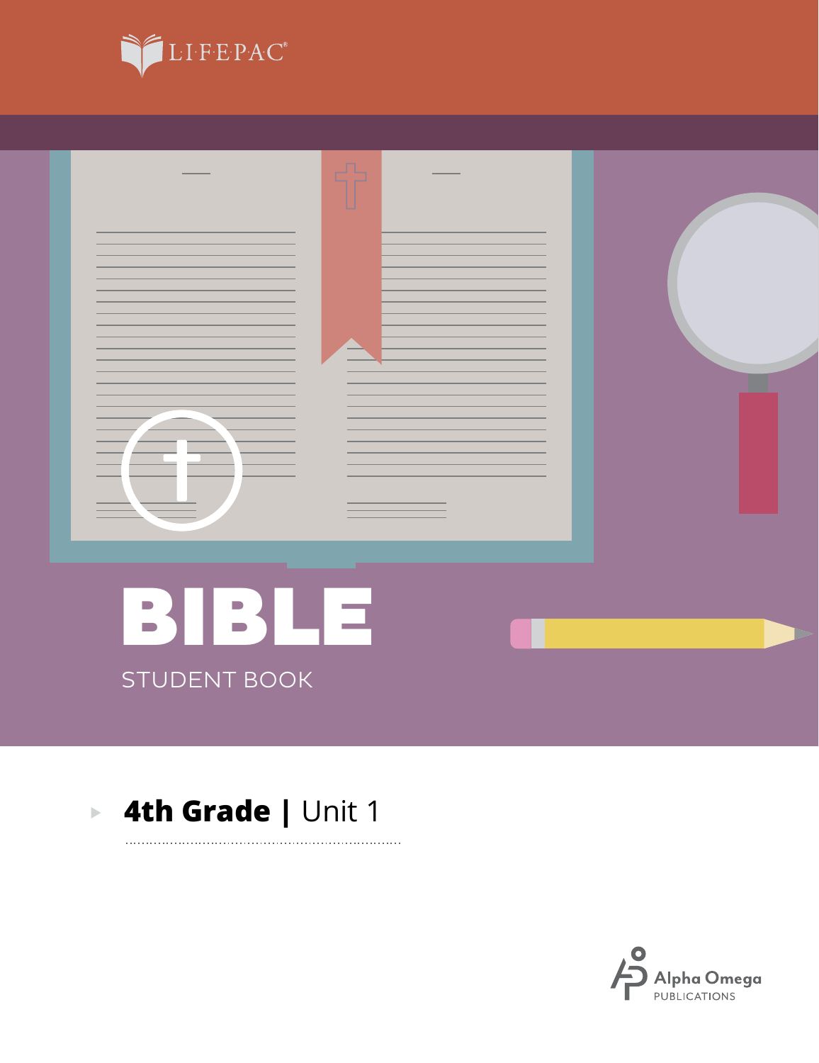LIFEPAC®

# BIBLE

STUDENT BOOK

**4th Grade |** Unit 1

Alpha Omega
PUBLICATIONS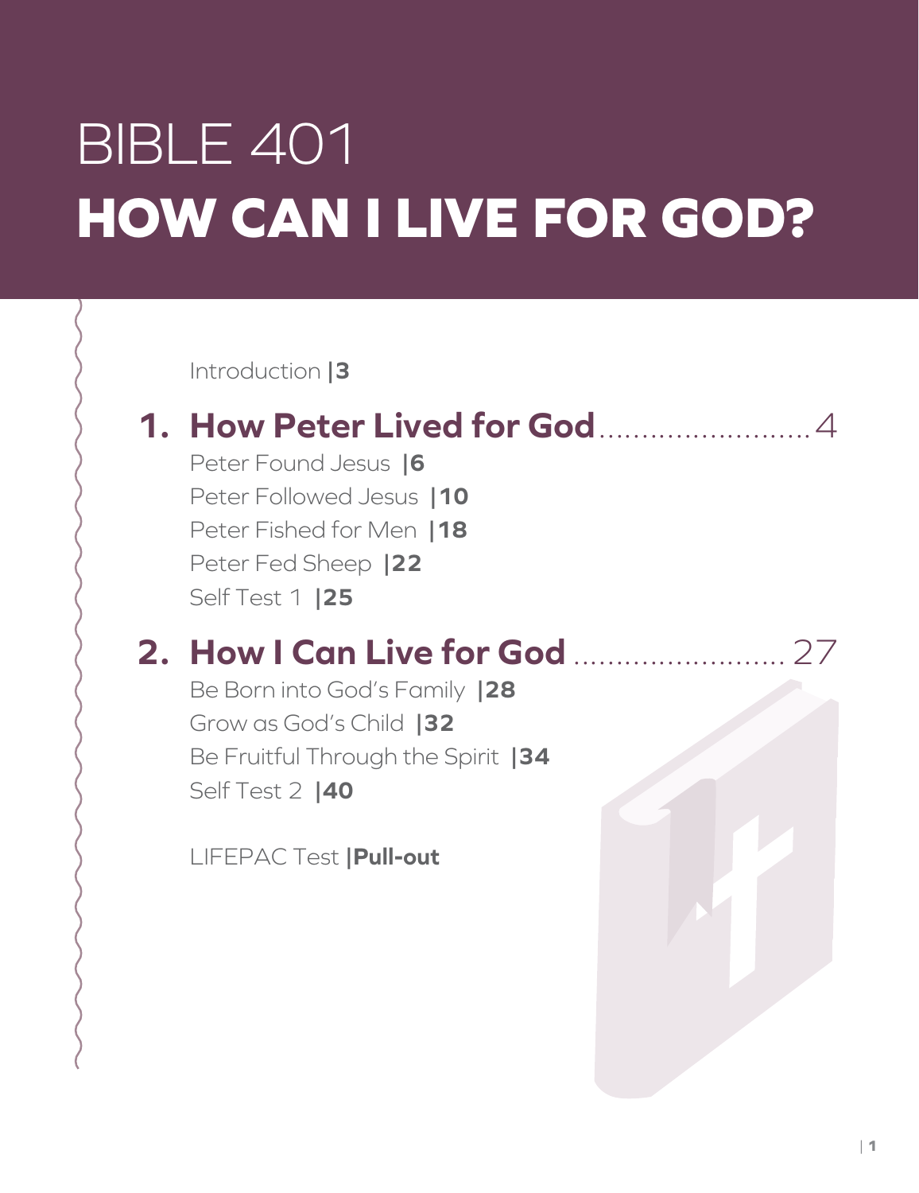# BIBLE 401
# HOW CAN I LIVE FOR GOD?

Introduction |3

## 1. How Peter Lived for God ........................ 4

Peter Found Jesus |6
Peter Followed Jesus |10
Peter Fished for Men |18
Peter Fed Sheep |22
Self Test 1 |25

## 2. How I Can Live for God ........................ 27

Be Born into God's Family |28
Grow as God's Child |32
Be Fruitful Through the Spirit |34
Self Test 2 |40

LIFEPAC Test |**Pull-out**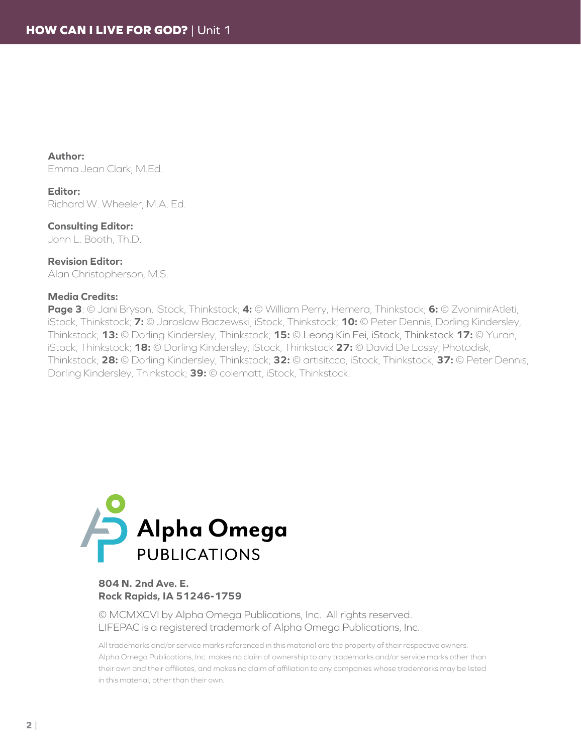**Author:**
Emma Jean Clark, M.Ed.

**Editor:**
Richard W. Wheeler, M.A. Ed.

**Consulting Editor:**
John L. Booth, Th.D.

**Revision Editor:**
Alan Christopherson, M.S.

**Media Credits:**
**Page 3**: © Jani Bryson, iStock, Thinkstock; **4:** © William Perry, Hemera, Thinkstock; **6:** © ZvonimirAtleti, iStock, Thinkstock; **7:** © Jaroslaw Baczewski, iStock, Thinkstock; **10:** © Peter Dennis, Dorling Kindersley, Thinkstock; **13:** © Dorling Kindersley, Thinkstock; **15:** © Leong Kin Fei, iStock, Thinkstock **17:** © Yuran, iStock, Thinkstock; **18:** © Dorling Kindersley, iStock, Thinkstock **27:** © David De Lossy, Photodisk, Thinkstock; **28:** © Dorling Kindersley, Thinkstock; **32:** © artisitcco, iStock, Thinkstock; **37:** © Peter Dennis, Dorling Kindersley, Thinkstock; **39:** © colematt, iStock, Thinkstock.

Alpha Omega PUBLICATIONS

**804 N. 2nd Ave. E.**
**Rock Rapids, IA 51246-1759**

© MCMXCVI by Alpha Omega Publications, Inc. All rights reserved.
LIFEPAC is a registered trademark of Alpha Omega Publications, Inc.

All trademarks and/or service marks referenced in this material are the property of their respective owners. Alpha Omega Publications, Inc. makes no claim of ownership to any trademarks and/or service marks other than their own and their affiliates, and makes no claim of affiliation to any companies whose trademarks may be listed in this material, other than their own.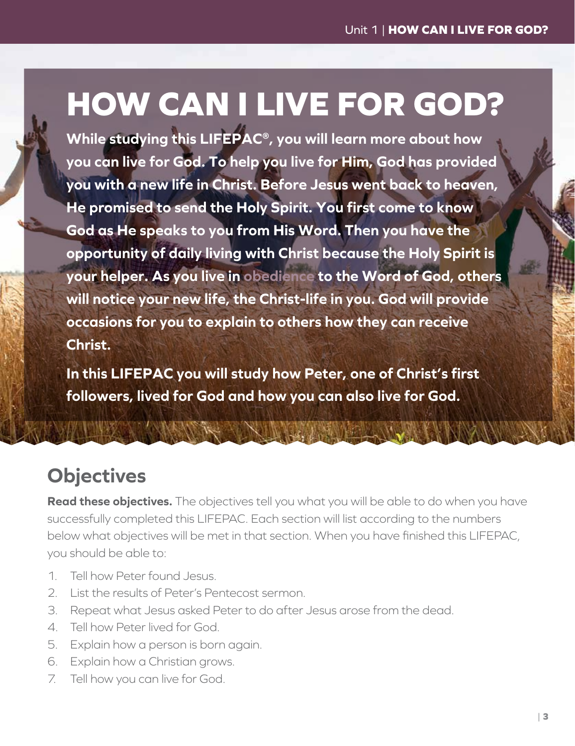# HOW CAN I LIVE FOR GOD?

**While studying this LIFEPAC®, you will learn more about how you can live for God. To help you live for Him, God has provided you with a new life in Christ. Before Jesus went back to heaven, He promised to send the Holy Spirit. You first come to know God as He speaks to you from His Word. Then you have the opportunity of daily living with Christ because the Holy Spirit is your helper. As you live in obedience to the Word of God, others will notice your new life, the Christ-life in you. God will provide occasions for you to explain to others how they can receive Christ.**

**In this LIFEPAC you will study how Peter, one of Christ's first followers, lived for God and how you can also live for God.**

## Objectives

**Read these objectives.** The objectives tell you what you will be able to do when you have successfully completed this LIFEPAC. Each section will list according to the numbers below what objectives will be met in that section. When you have finished this LIFEPAC, you should be able to:

1. Tell how Peter found Jesus.
2. List the results of Peter's Pentecost sermon.
3. Repeat what Jesus asked Peter to do after Jesus arose from the dead.
4. Tell how Peter lived for God.
5. Explain how a person is born again.
6. Explain how a Christian grows.
7. Tell how you can live for God.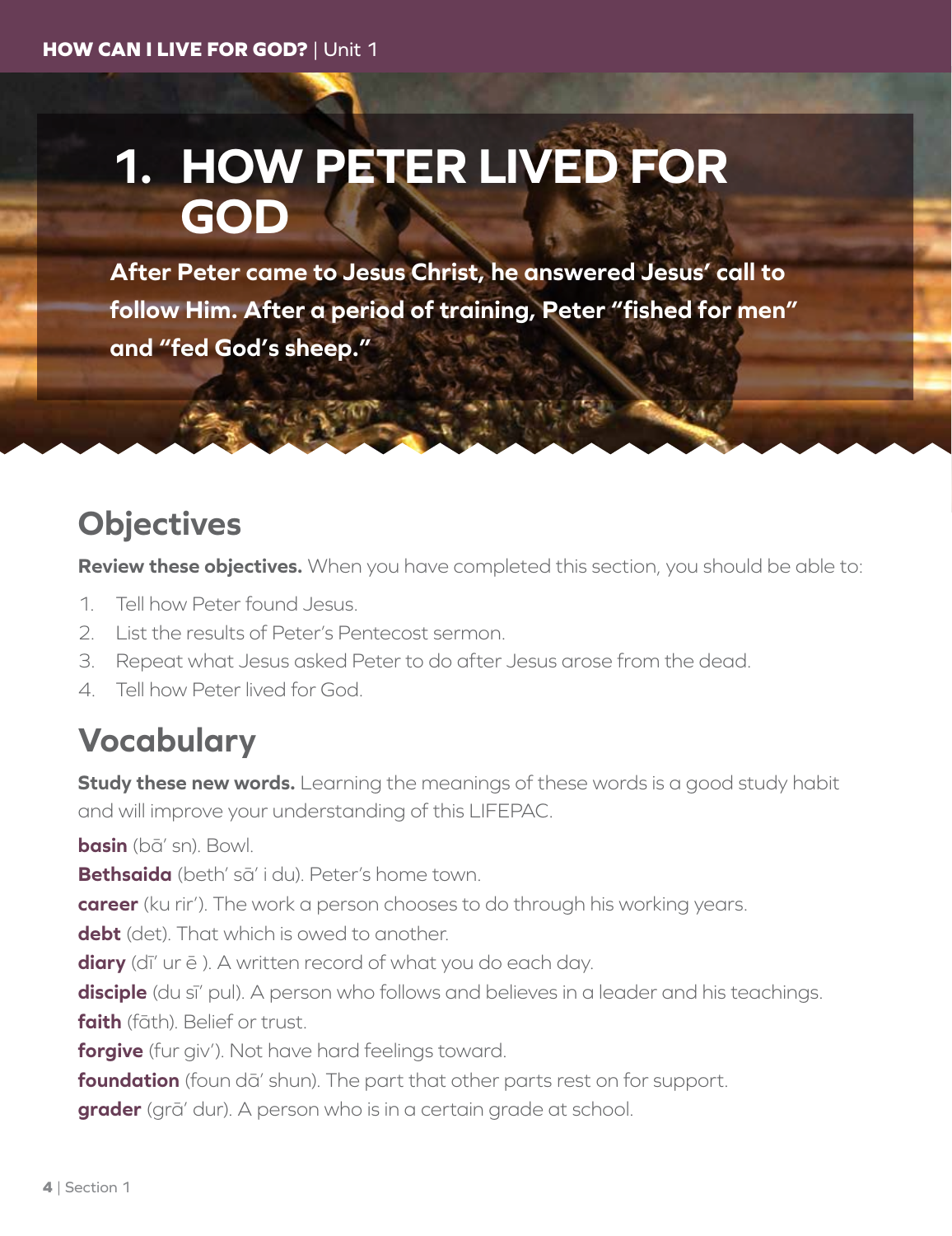# 1. HOW PETER LIVED FOR GOD

**After Peter came to Jesus Christ, he answered Jesus' call to follow Him. After a period of training, Peter "fished for men" and "fed God's sheep."**

## Objectives

**Review these objectives.** When you have completed this section, you should be able to:

1. Tell how Peter found Jesus.
2. List the results of Peter's Pentecost sermon.
3. Repeat what Jesus asked Peter to do after Jesus arose from the dead.
4. Tell how Peter lived for God.

## Vocabulary

**Study these new words.** Learning the meanings of these words is a good study habit and will improve your understanding of this LIFEPAC.

**basin** (bā′ sn). Bowl.

**Bethsaida** (beth′ sā′ i du). Peter's home town.

**career** (ku rir′). The work a person chooses to do through his working years.

**debt** (det). That which is owed to another.

**diary** (dī′ ur ē ). A written record of what you do each day.

**disciple** (du sī′ pul). A person who follows and believes in a leader and his teachings.

**faith** (fāth). Belief or trust.

**forgive** (fur giv′). Not have hard feelings toward.

**foundation** (foun dā′ shun). The part that other parts rest on for support.

**grader** (grā′ dur). A person who is in a certain grade at school.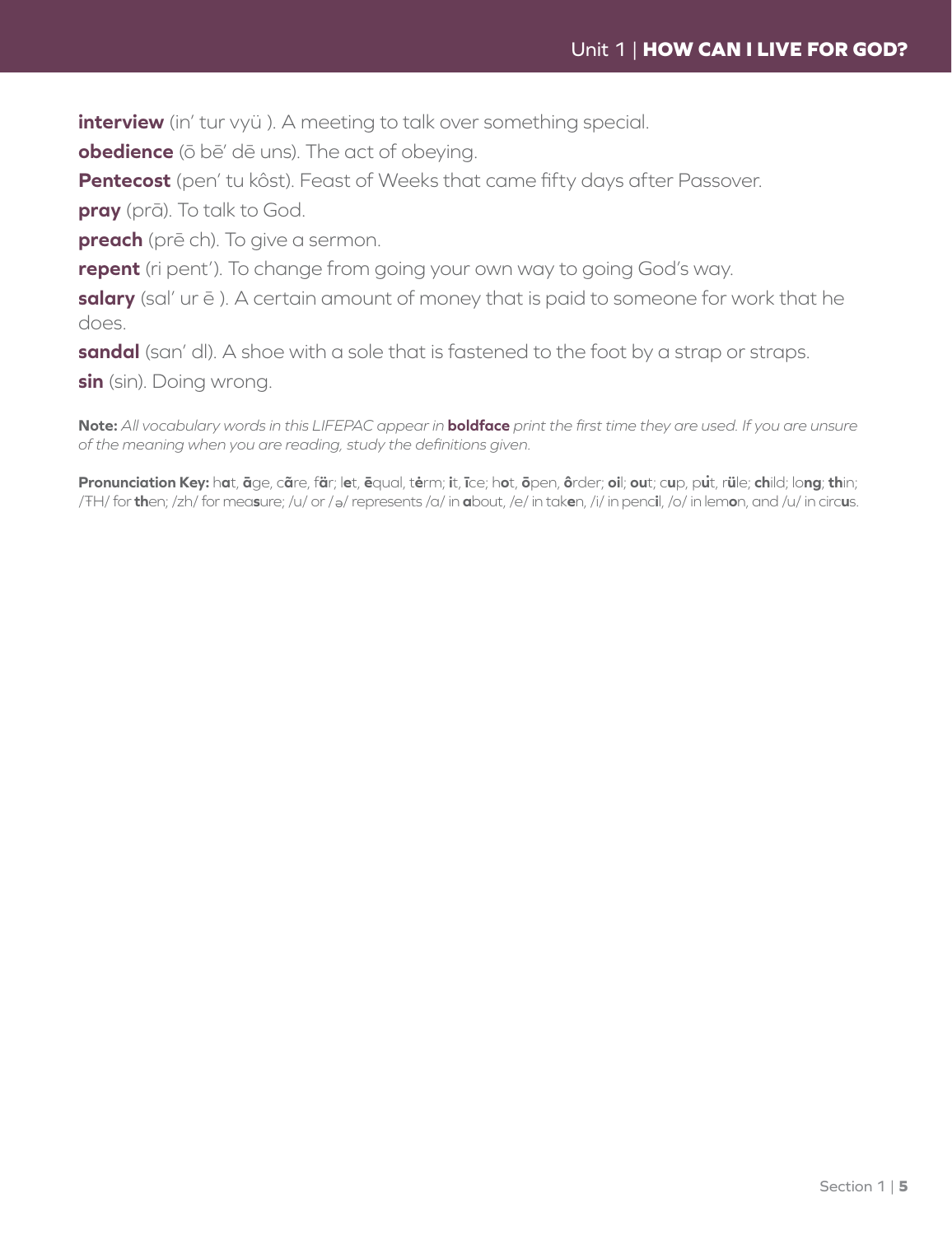**interview** (in′ tur vyü ). A meeting to talk over something special.

**obedience** (ō bē′ dē uns). The act of obeying.

**Pentecost** (pen′ tu kôst). Feast of Weeks that came fifty days after Passover.

**pray** (prā). To talk to God.

**preach** (prē ch). To give a sermon.

**repent** (ri pent′). To change from going your own way to going God's way.

**salary** (sal′ ur ē ). A certain amount of money that is paid to someone for work that he does.

**sandal** (san′ dl). A shoe with a sole that is fastened to the foot by a strap or straps.

**sin** (sin). Doing wrong.

**Note:** *All vocabulary words in this LIFEPAC appear in* **boldface** *print the first time they are used. If you are unsure of the meaning when you are reading, study the definitions given.*

**Pronunciation Key:** h**a**t, **ā**ge, c**ã**re, f**ä**r; l**e**t, **ē**qual, t**ė**rm; **i**t, **ī**ce; h**o**t, **ō**pen, **ô**rder; **oi**l; **ou**t; c**u**p, p**u̇**t, r**ü**le; **ch**ild; lo**ng**; **th**in; /ŦH/ for **th**en; /zh/ for mea**s**ure; /u/ or /ə/ represents /a/ in **a**bout, /e/ in tak**e**n, /i/ in penc**i**l, /o/ in lem**o**n, and /u/ in circ**u**s.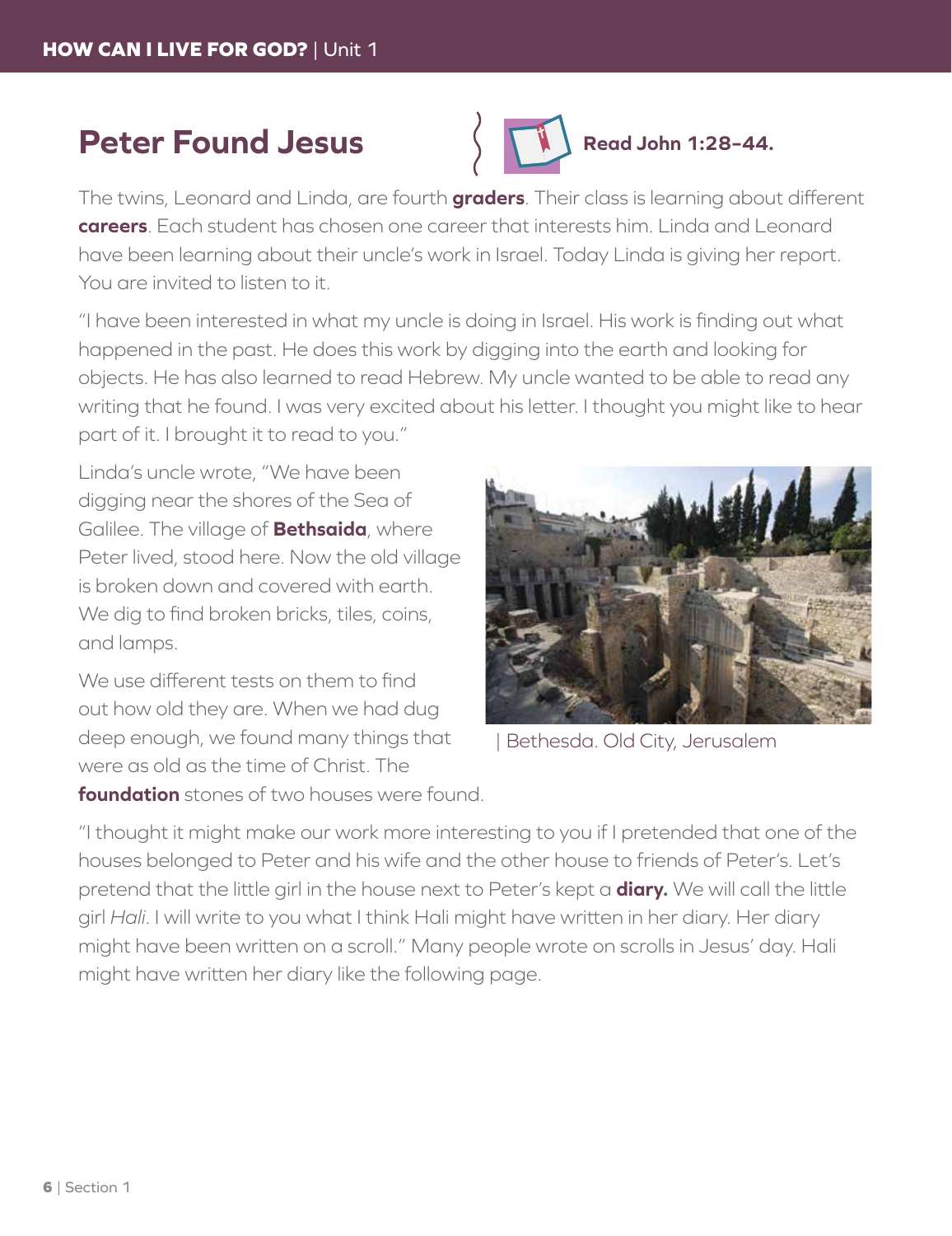## Peter Found Jesus

**Read John 1:28–44.**

The twins, Leonard and Linda, are fourth **graders**. Their class is learning about different **careers**. Each student has chosen one career that interests him. Linda and Leonard have been learning about their uncle's work in Israel. Today Linda is giving her report. You are invited to listen to it.

"I have been interested in what my uncle is doing in Israel. His work is finding out what happened in the past. He does this work by digging into the earth and looking for objects. He has also learned to read Hebrew. My uncle wanted to be able to read any writing that he found. I was very excited about his letter. I thought you might like to hear part of it. I brought it to read to you."

Linda's uncle wrote, "We have been digging near the shores of the Sea of Galilee. The village of **Bethsaida**, where Peter lived, stood here. Now the old village is broken down and covered with earth. We dig to find broken bricks, tiles, coins, and lamps.

We use different tests on them to find out how old they are. When we had dug deep enough, we found many things that were as old as the time of Christ. The **foundation** stones of two houses were found.

| Bethesda. Old City, Jerusalem

"I thought it might make our work more interesting to you if I pretended that one of the houses belonged to Peter and his wife and the other house to friends of Peter's. Let's pretend that the little girl in the house next to Peter's kept a **diary.** We will call the little girl *Hali*. I will write to you what I think Hali might have written in her diary. Her diary might have been written on a scroll." Many people wrote on scrolls in Jesus' day. Hali might have written her diary like the following page.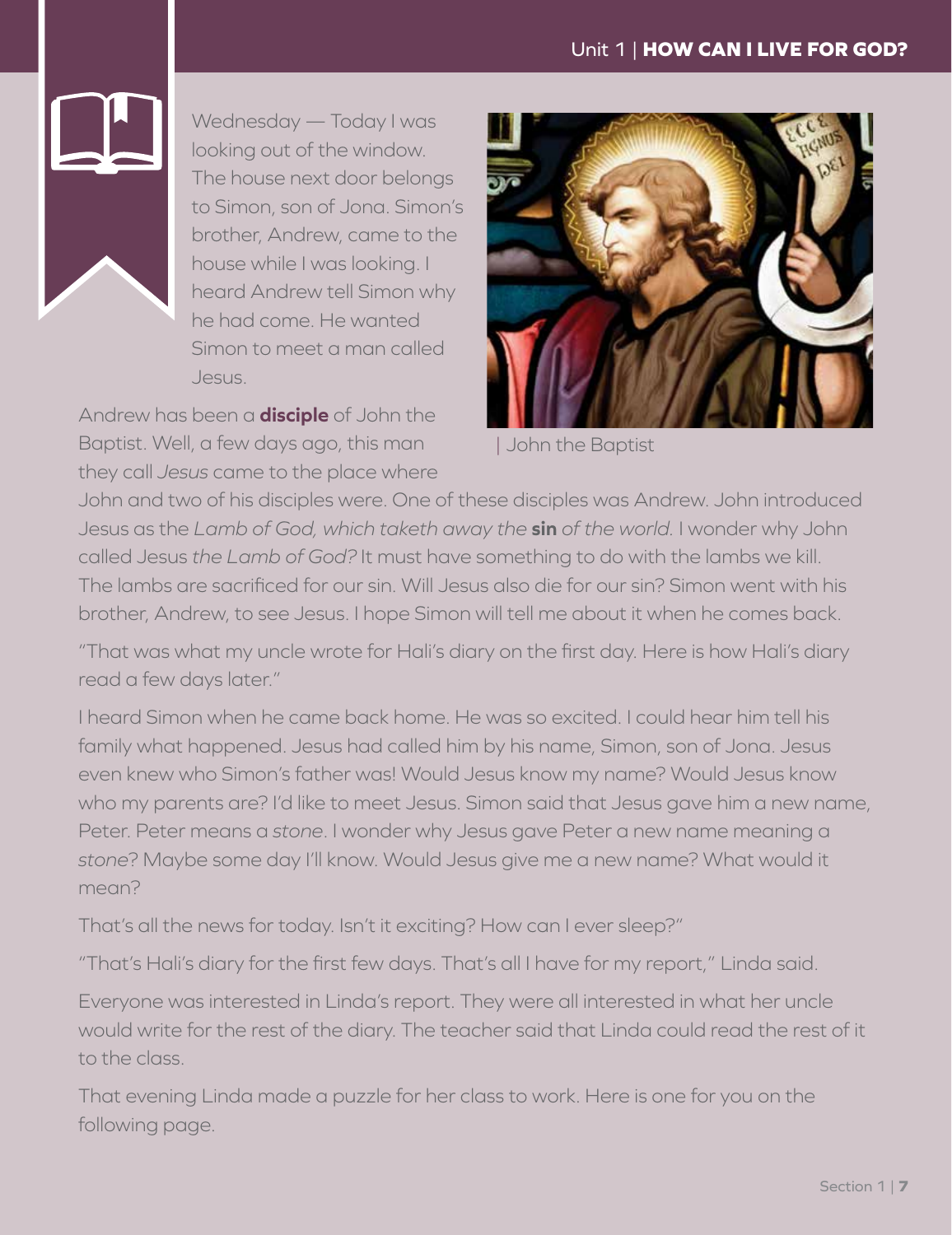Wednesday — Today I was looking out of the window. The house next door belongs to Simon, son of Jona. Simon's brother, Andrew, came to the house while I was looking. I heard Andrew tell Simon why he had come. He wanted Simon to meet a man called Jesus.

Andrew has been a **disciple** of John the Baptist. Well, a few days ago, this man they call *Jesus* came to the place where John and two of his disciples were. One of these disciples was Andrew. John introduced Jesus as the *Lamb of God, which taketh away the* **sin** *of the world.* I wonder why John called Jesus *the Lamb of God?* It must have something to do with the lambs we kill. The lambs are sacrificed for our sin. Will Jesus also die for our sin? Simon went with his brother, Andrew, to see Jesus. I hope Simon will tell me about it when he comes back.

| John the Baptist

"That was what my uncle wrote for Hali's diary on the first day. Here is how Hali's diary read a few days later."

I heard Simon when he came back home. He was so excited. I could hear him tell his family what happened. Jesus had called him by his name, Simon, son of Jona. Jesus even knew who Simon's father was! Would Jesus know my name? Would Jesus know who my parents are? I'd like to meet Jesus. Simon said that Jesus gave him a new name, Peter. Peter means a *stone*. I wonder why Jesus gave Peter a new name meaning a *stone*? Maybe some day I'll know. Would Jesus give me a new name? What would it mean?

That's all the news for today. Isn't it exciting? How can I ever sleep?"

"That's Hali's diary for the first few days. That's all I have for my report," Linda said.

Everyone was interested in Linda's report. They were all interested in what her uncle would write for the rest of the diary. The teacher said that Linda could read the rest of it to the class.

That evening Linda made a puzzle for her class to work. Here is one for you on the following page.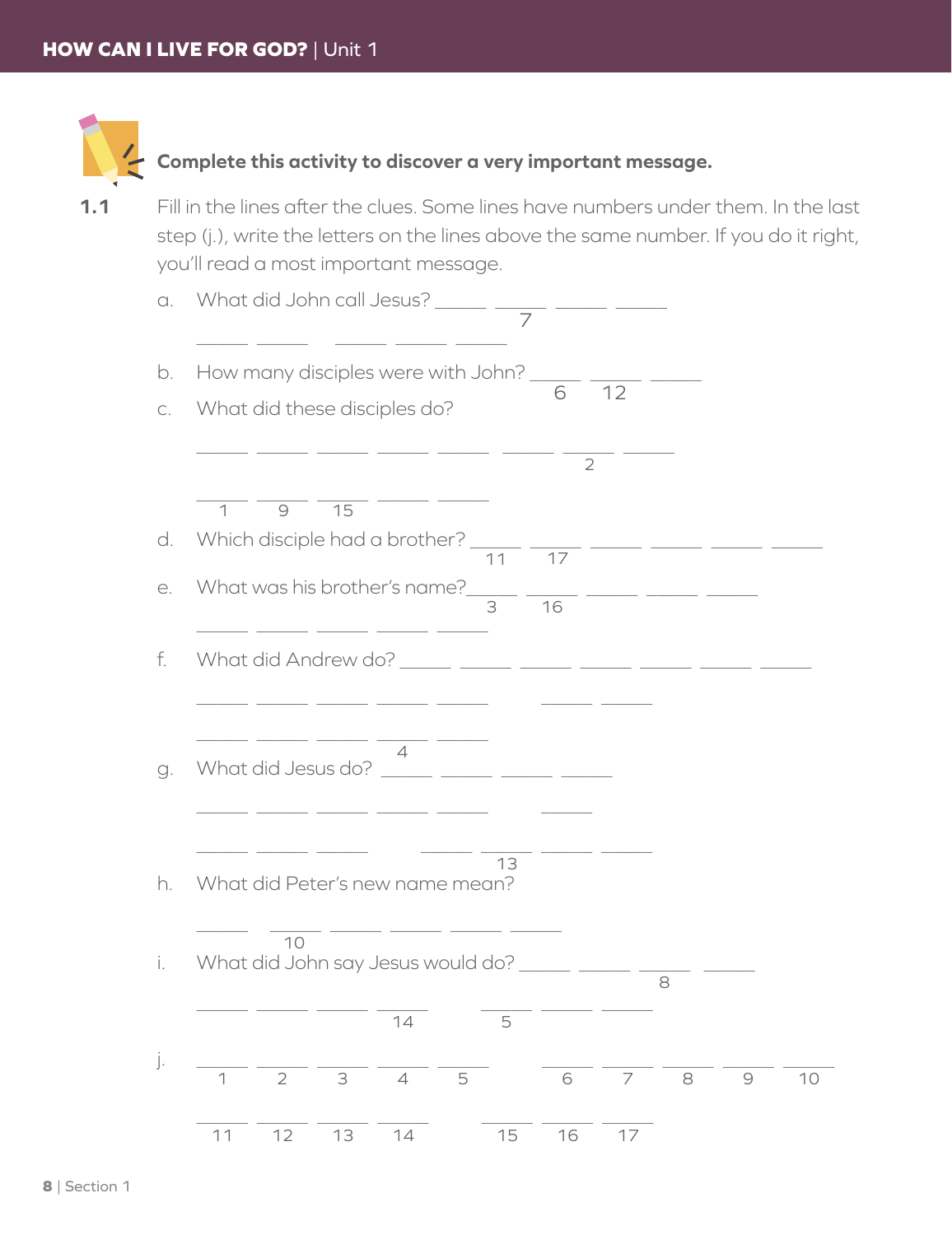**Complete this activity to discover a very important message.**

**1.1** Fill in the lines after the clues. Some lines have numbers under them. In the last step (j.), write the letters on the lines above the same number. If you do it right, you'll read a most important message.

a. What did John call Jesus? ___ ___ ___ ___
(the second line is numbered 7)

___ ___ ___ ___ ___

b. How many disciples were with John? ___ ___ ___
(the first line is numbered 6, the second line is numbered 12)

c. What did these disciples do?

___ ___ ___ ___ ___ ___ ___ ___
(the seventh line is numbered 2)

___ ___ ___ ___ ___
(the first line is numbered 1, the second line is numbered 9, the third line is numbered 15)

d. Which disciple had a brother? ___ ___ ___ ___ ___ ___
(the first line is numbered 11, the second line is numbered 17)

e. What was his brother's name? ___ ___ ___ ___ ___
(the first line is numbered 3, the second line is numbered 16)

___ ___ ___ ___ ___

f. What did Andrew do? ___ ___ ___ ___ ___ ___ ___

___ ___ ___ ___ ___ ___ ___

___ ___ ___ ___ ___
(the fourth line is numbered 4)

g. What did Jesus do? ___ ___ ___ ___

___ ___ ___ ___ ___ ___

___ ___ ___ ___ ___ ___ ___
(the fifth line is numbered 13)

h. What did Peter's new name mean?

___ ___ ___ ___ ___ ___
(the second line is numbered 10)

i. What did John say Jesus would do? ___ ___ ___ ___
(the third line is numbered 8)

___ ___ ___ ___ ___ ___ ___
(the fourth line is numbered 14, the fifth line is numbered 5)

j.

| ___ | ___ | ___ | ___ | ___ | | ___ | ___ | ___ | ___ | ___ |
|---|---|---|---|---|---|---|---|---|---|---|
| 1 | 2 | 3 | 4 | 5 | | 6 | 7 | 8 | 9 | 10 |

| ___ | ___ | ___ | ___ | | ___ | ___ | ___ |
|---|---|---|---|---|---|---|---|
| 11 | 12 | 13 | 14 | | 15 | 16 | 17 |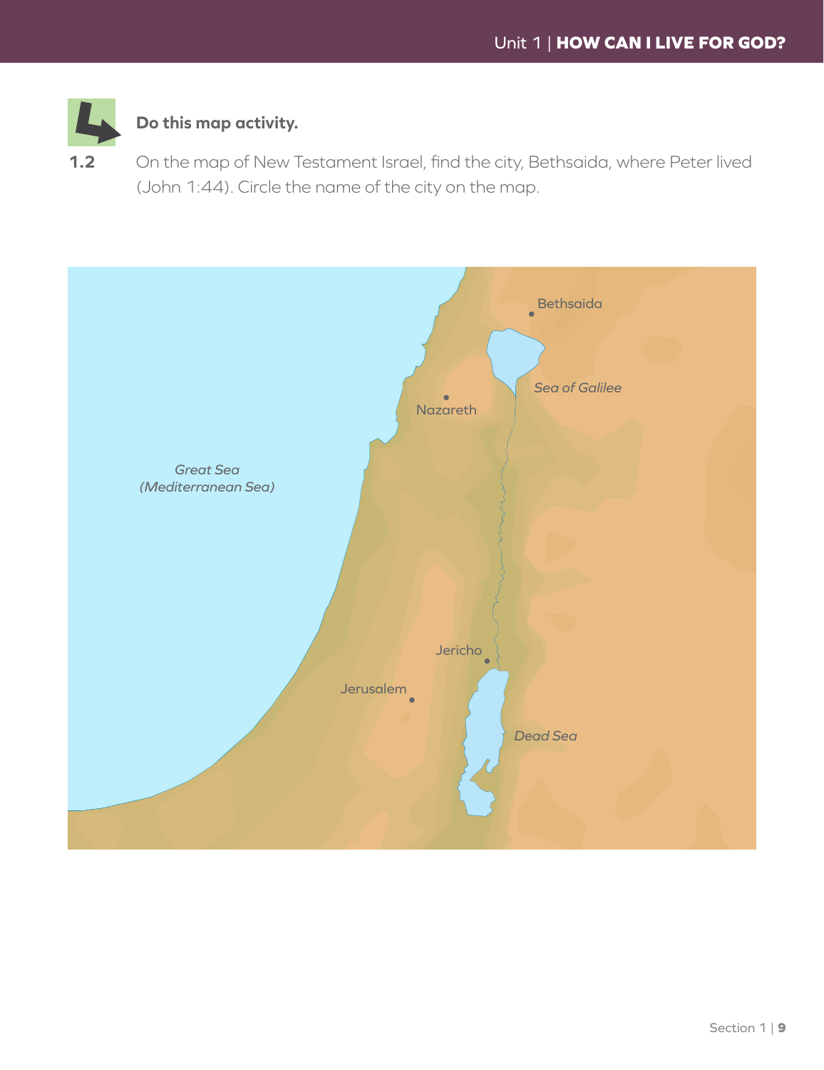**Do this map activity.**

**1.2** On the map of New Testament Israel, find the city, Bethsaida, where Peter lived (John 1:44). Circle the name of the city on the map.

Bethsaida

*Sea of Galilee*

Nazareth

*Great Sea (Mediterranean Sea)*

Jericho

Jerusalem

*Dead Sea*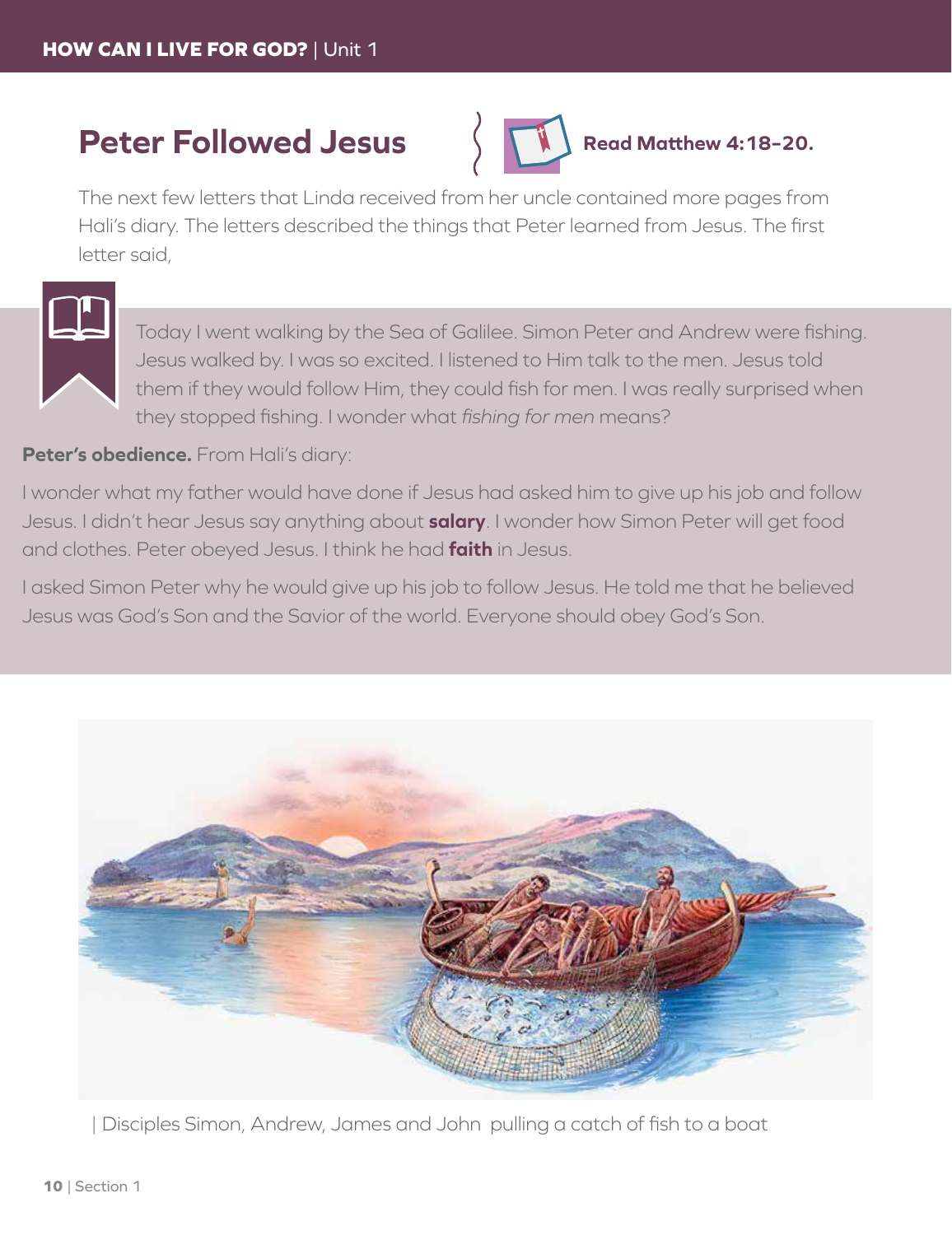# Peter Followed Jesus

**Read Matthew 4:18–20.**

The next few letters that Linda received from her uncle contained more pages from Hali's diary. The letters described the things that Peter learned from Jesus. The first letter said,

> Today I went walking by the Sea of Galilee. Simon Peter and Andrew were fishing. Jesus walked by. I was so excited. I listened to Him talk to the men. Jesus told them if they would follow Him, they could fish for men. I was really surprised when they stopped fishing. I wonder what *fishing for men* means?

**Peter's obedience.** From Hali's diary:

I wonder what my father would have done if Jesus had asked him to give up his job and follow Jesus. I didn't hear Jesus say anything about **salary**. I wonder how Simon Peter will get food and clothes. Peter obeyed Jesus. I think he had **faith** in Jesus.

I asked Simon Peter why he would give up his job to follow Jesus. He told me that he believed Jesus was God's Son and the Savior of the world. Everyone should obey God's Son.

| Disciples Simon, Andrew, James and John pulling a catch of fish to a boat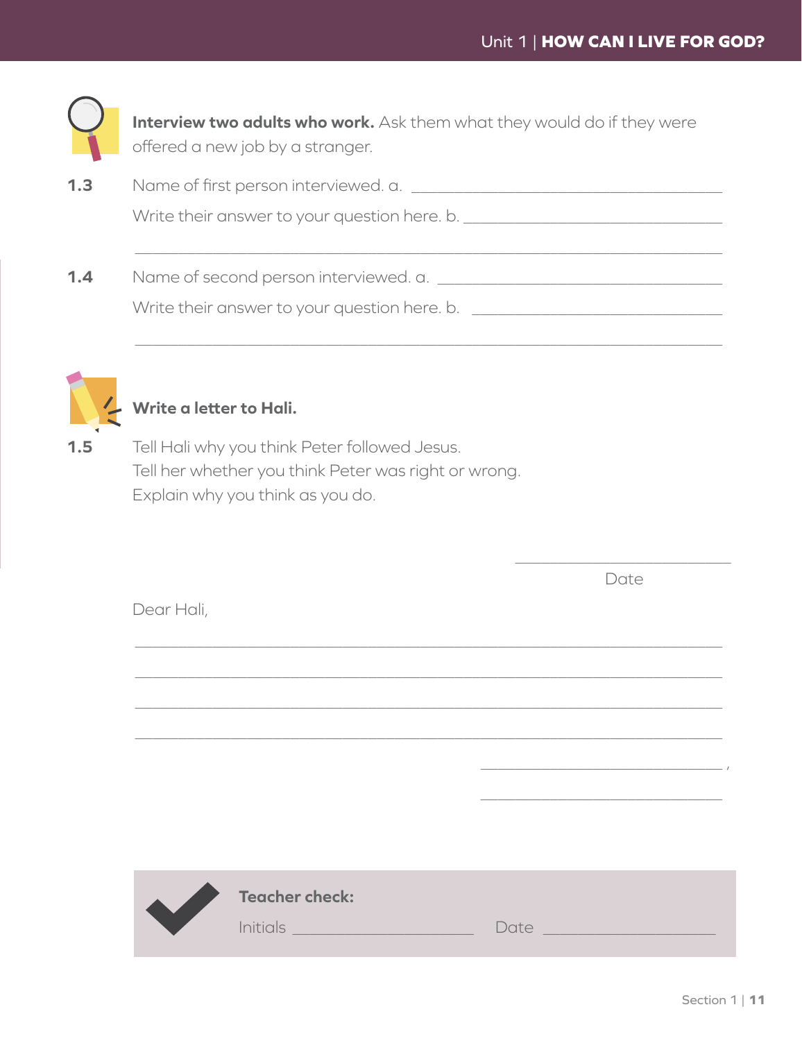**Interview two adults who work.** Ask them what they would do if they were offered a new job by a stranger.

**1.3** Name of first person interviewed. a. ________________________________________

Write their answer to your question here. b. ________________________________

________________________________________________________________________

**1.4** Name of second person interviewed. a. ______________________________________

Write their answer to your question here. b. ________________________________

________________________________________________________________________

**Write a letter to Hali.**

**1.5** Tell Hali why you think Peter followed Jesus.
Tell her whether you think Peter was right or wrong.
Explain why you think as you do.

_____________________________
Date

Dear Hali,

________________________________________________________________________

________________________________________________________________________

________________________________________________________________________

________________________________________________________________________

_______________________________ ,

_______________________________

**Teacher check:**
Initials ______________________ Date ______________________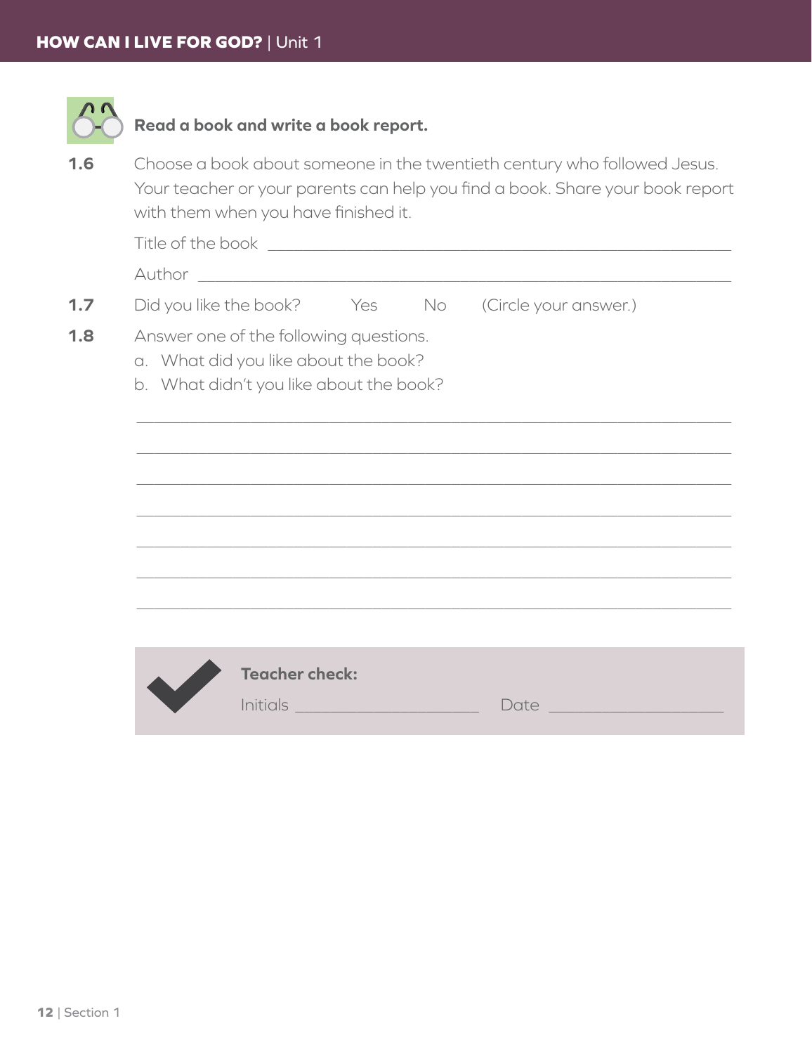**Read a book and write a book report.**

**1.6** Choose a book about someone in the twentieth century who followed Jesus. Your teacher or your parents can help you find a book. Share your book report with them when you have finished it.

Title of the book \_\_\_\_\_\_\_\_\_\_\_\_\_\_\_\_\_\_\_\_\_\_\_\_\_\_\_\_\_\_\_\_\_\_\_\_\_\_\_\_

Author \_\_\_\_\_\_\_\_\_\_\_\_\_\_\_\_\_\_\_\_\_\_\_\_\_\_\_\_\_\_\_\_\_\_\_\_\_\_\_\_\_\_\_\_\_\_

**1.7** Did you like the book? Yes No (Circle your answer.)

**1.8** Answer one of the following questions.

a. What did you like about the book?

b. What didn't you like about the book?

\_\_\_\_\_\_\_\_\_\_\_\_\_\_\_\_\_\_\_\_\_\_\_\_\_\_\_\_\_\_\_\_\_\_\_\_\_\_\_\_\_\_\_\_\_\_\_\_\_\_\_\_

\_\_\_\_\_\_\_\_\_\_\_\_\_\_\_\_\_\_\_\_\_\_\_\_\_\_\_\_\_\_\_\_\_\_\_\_\_\_\_\_\_\_\_\_\_\_\_\_\_\_\_\_

\_\_\_\_\_\_\_\_\_\_\_\_\_\_\_\_\_\_\_\_\_\_\_\_\_\_\_\_\_\_\_\_\_\_\_\_\_\_\_\_\_\_\_\_\_\_\_\_\_\_\_\_

\_\_\_\_\_\_\_\_\_\_\_\_\_\_\_\_\_\_\_\_\_\_\_\_\_\_\_\_\_\_\_\_\_\_\_\_\_\_\_\_\_\_\_\_\_\_\_\_\_\_\_\_

\_\_\_\_\_\_\_\_\_\_\_\_\_\_\_\_\_\_\_\_\_\_\_\_\_\_\_\_\_\_\_\_\_\_\_\_\_\_\_\_\_\_\_\_\_\_\_\_\_\_\_\_

\_\_\_\_\_\_\_\_\_\_\_\_\_\_\_\_\_\_\_\_\_\_\_\_\_\_\_\_\_\_\_\_\_\_\_\_\_\_\_\_\_\_\_\_\_\_\_\_\_\_\_\_

\_\_\_\_\_\_\_\_\_\_\_\_\_\_\_\_\_\_\_\_\_\_\_\_\_\_\_\_\_\_\_\_\_\_\_\_\_\_\_\_\_\_\_\_\_\_\_\_\_\_\_\_

**Teacher check:**

Initials \_\_\_\_\_\_\_\_\_\_\_\_\_\_\_\_\_\_ Date \_\_\_\_\_\_\_\_\_\_\_\_\_\_\_\_\_\_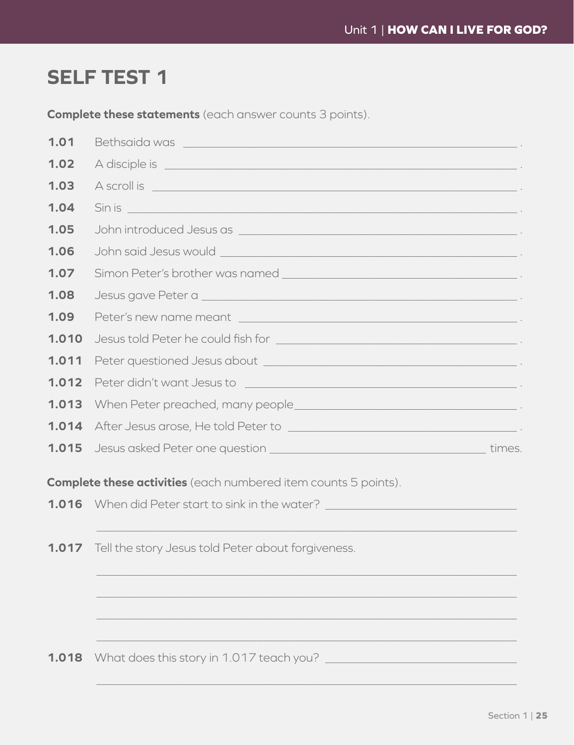# SELF TEST 1

**Complete these statements** (each answer counts 3 points).

**1.01** Bethsaida was ______________________________________________.

**1.02** A disciple is ______________________________________________.

**1.03** A scroll is ______________________________________________.

**1.04** Sin is ______________________________________________.

**1.05** John introduced Jesus as ______________________________________________.

**1.06** John said Jesus would ______________________________________________.

**1.07** Simon Peter's brother was named ______________________________________________.

**1.08** Jesus gave Peter a ______________________________________________.

**1.09** Peter's new name meant ______________________________________________.

**1.010** Jesus told Peter he could fish for ______________________________________________.

**1.011** Peter questioned Jesus about ______________________________________________.

**1.012** Peter didn't want Jesus to ______________________________________________.

**1.013** When Peter preached, many people______________________________________________.

**1.014** After Jesus arose, He told Peter to ______________________________________________.

**1.015** Jesus asked Peter one question ______________________________________ times.

**Complete these activities** (each numbered item counts 5 points).

**1.016** When did Peter start to sink in the water? ______________________________________________

______________________________________________

**1.017** Tell the story Jesus told Peter about forgiveness.

______________________________________________

______________________________________________

______________________________________________

______________________________________________

**1.018** What does this story in 1.017 teach you? ______________________________________________

______________________________________________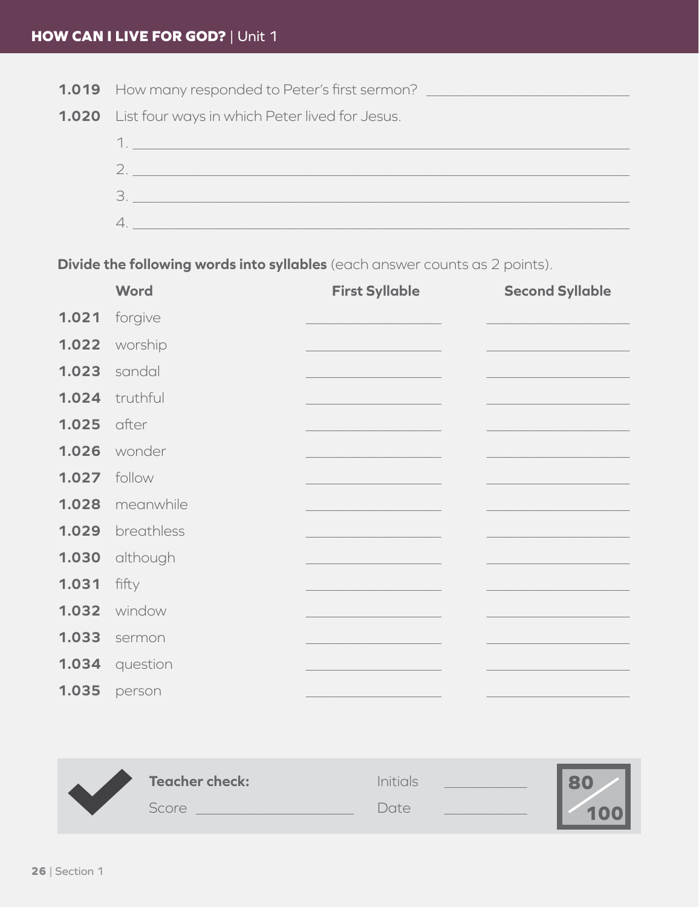**1.019** How many responded to Peter's first sermon? ____________________

**1.020** List four ways in which Peter lived for Jesus.

1. ______________________________________________
2. ______________________________________________
3. ______________________________________________
4. ______________________________________________

**Divide the following words into syllables** (each answer counts as 2 points).

| | Word | First Syllable | Second Syllable |
|---|---|---|---|
| **1.021** | forgive | ____________ | ____________ |
| **1.022** | worship | ____________ | ____________ |
| **1.023** | sandal | ____________ | ____________ |
| **1.024** | truthful | ____________ | ____________ |
| **1.025** | after | ____________ | ____________ |
| **1.026** | wonder | ____________ | ____________ |
| **1.027** | follow | ____________ | ____________ |
| **1.028** | meanwhile | ____________ | ____________ |
| **1.029** | breathless | ____________ | ____________ |
| **1.030** | although | ____________ | ____________ |
| **1.031** | fifty | ____________ | ____________ |
| **1.032** | window | ____________ | ____________ |
| **1.033** | sermon | ____________ | ____________ |
| **1.034** | question | ____________ | ____________ |
| **1.035** | person | ____________ | ____________ |

**Teacher check:** Initials ________

Score ______________ Date ________

80/100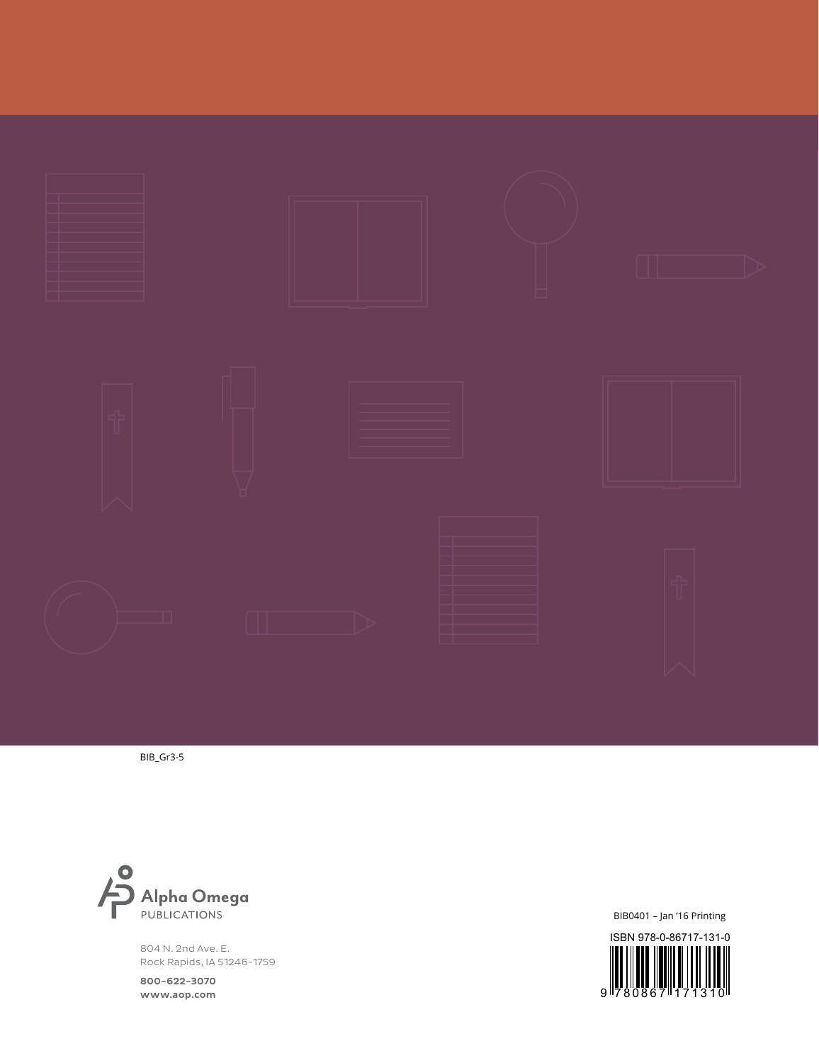BIB_Gr3-5

Alpha Omega
PUBLICATIONS

804 N. 2nd Ave. E.
Rock Rapids, IA 51246-1759

**800-622-3070**
**www.aop.com**

BIB0401 – Jan '16 Printing

ISBN 978-0-86717-131-0

9 780867 171310